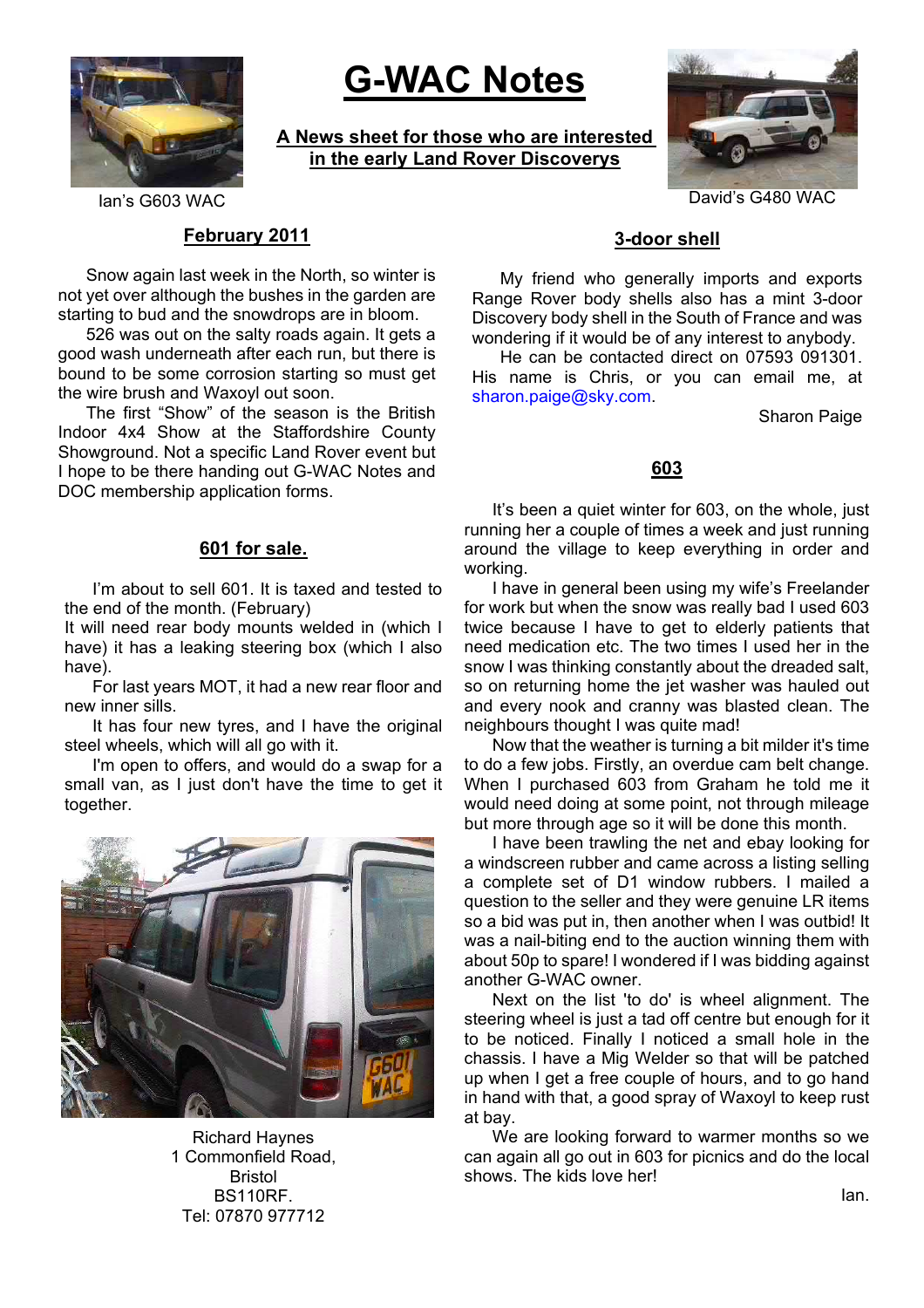# G-WAC Notes

**A News sheet for those who are interested in the early Land Rover Discoverys**

Ian's G603 WAC

David's G480 WAC

## February 2011

Snow again last week in the North, so winter is not yet over although the bushes in the garden are starting to bud and the snowdrops are in bloom.

526 was out on the salty roads again. It gets a good wash underneath after each run, but there is bound to be some corrosion starting so must get the wire brush and Waxoyl out soon.

The first "Show" of the season is the British Indoor 4x4 Show at the Staffordshire County Showground. Not a specific Land Rover event but I hope to be there handing out G-WAC Notes and DOC membership application forms.

## 601 for sale.

I'm about to sell 601. It is taxed and tested to the end of the month. (February)

It will need rear body mounts welded in (which I have) it has a leaking steering box (which I also have).

For last years MOT, it had a new rear floor and new inner sills.

It has four new tyres, and I have the original steel wheels, which will all go with it.

I'm open to offers, and would do a swap for a small van, as I just don't have the time to get it together.

Richard Haynes
1 Commonfield Road,
Bristol
BS110RF.
Tel: 07870 977712

## 3-door shell

My friend who generally imports and exports Range Rover body shells also has a mint 3-door Discovery body shell in the South of France and was wondering if it would be of any interest to anybody.

He can be contacted direct on 07593 091301. His name is Chris, or you can email me, at sharon.paige@sky.com.

Sharon Paige

## 603

It's been a quiet winter for 603, on the whole, just running her a couple of times a week and just running around the village to keep everything in order and working.

I have in general been using my wife's Freelander for work but when the snow was really bad I used 603 twice because I have to get to elderly patients that need medication etc. The two times I used her in the snow I was thinking constantly about the dreaded salt, so on returning home the jet washer was hauled out and every nook and cranny was blasted clean. The neighbours thought I was quite mad!

Now that the weather is turning a bit milder it's time to do a few jobs. Firstly, an overdue cam belt change. When I purchased 603 from Graham he told me it would need doing at some point, not through mileage but more through age so it will be done this month.

I have been trawling the net and ebay looking for a windscreen rubber and came across a listing selling a complete set of D1 window rubbers. I mailed a question to the seller and they were genuine LR items so a bid was put in, then another when I was outbid! It was a nail-biting end to the auction winning them with about 50p to spare! I wondered if I was bidding against another G-WAC owner.

Next on the list 'to do' is wheel alignment. The steering wheel is just a tad off centre but enough for it to be noticed. Finally I noticed a small hole in the chassis. I have a Mig Welder so that will be patched up when I get a free couple of hours, and to go hand in hand with that, a good spray of Waxoyl to keep rust at bay.

We are looking forward to warmer months so we can again all go out in 603 for picnics and do the local shows. The kids love her!

Ian.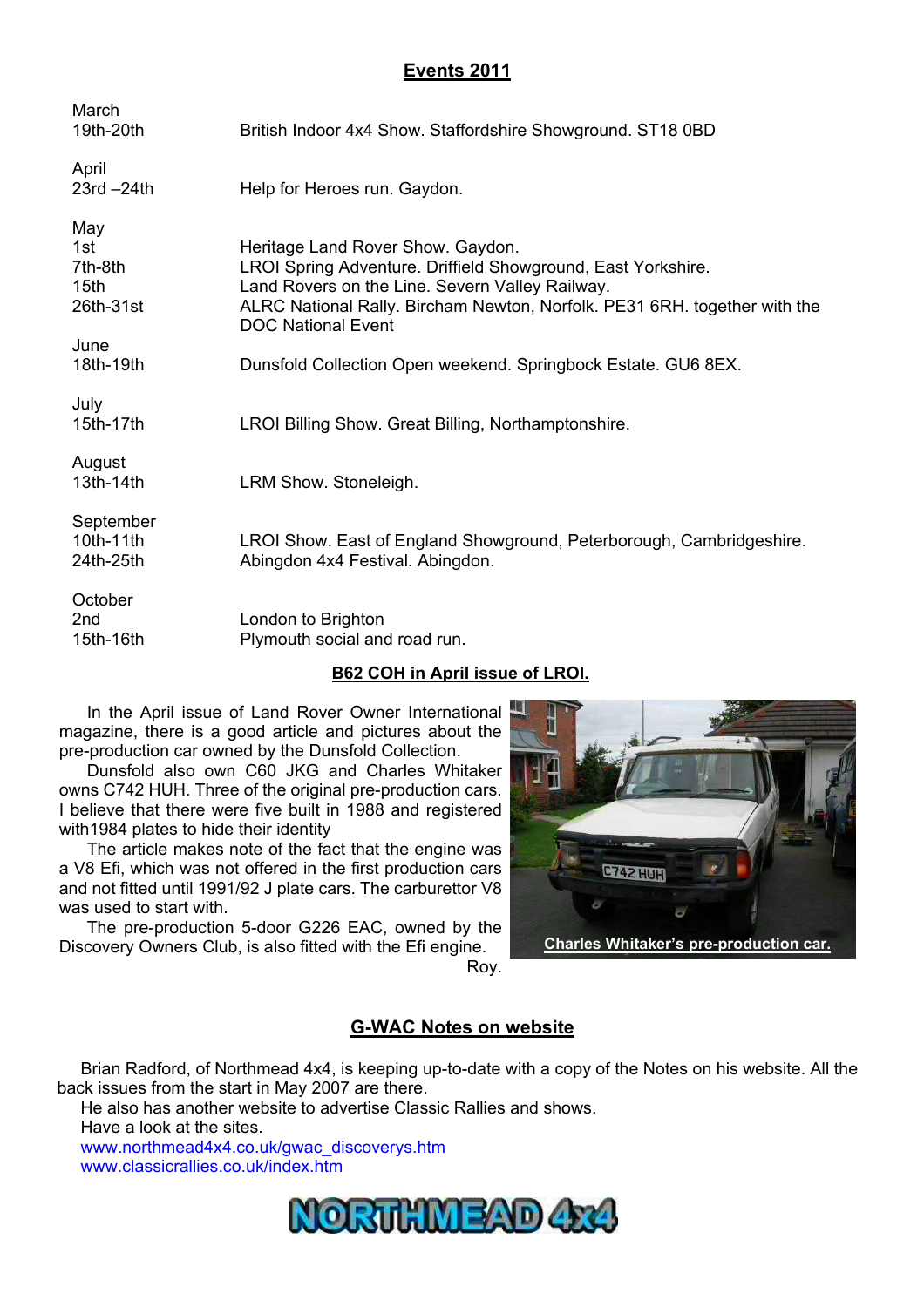## Events 2011

| | |
|---|---|
| **March** | |
| 19th-20th | British Indoor 4x4 Show. Staffordshire Showground. ST18 0BD |
| **April** | |
| 23rd –24th | Help for Heroes run. Gaydon. |
| **May** | |
| 1st | Heritage Land Rover Show. Gaydon. |
| 7th-8th | LROI Spring Adventure. Driffield Showground, East Yorkshire. |
| 15th | Land Rovers on the Line. Severn Valley Railway. |
| 26th-31st | ALRC National Rally. Bircham Newton, Norfolk. PE31 6RH. together with the DOC National Event |
| **June** | |
| 18th-19th | Dunsfold Collection Open weekend. Springbock Estate. GU6 8EX. |
| **July** | |
| 15th-17th | LROI Billing Show. Great Billing, Northamptonshire. |
| **August** | |
| 13th-14th | LRM Show. Stoneleigh. |
| **September** | |
| 10th-11th | LROI Show. East of England Showground, Peterborough, Cambridgeshire. |
| 24th-25th | Abingdon 4x4 Festival. Abingdon. |
| **October** | |
| 2nd | London to Brighton |
| 15th-16th | Plymouth social and road run. |

## B62 COH in April issue of LROI.

In the April issue of Land Rover Owner International magazine, there is a good article and pictures about the pre-production car owned by the Dunsfold Collection.

Dunsfold also own C60 JKG and Charles Whitaker owns C742 HUH. Three of the original pre-production cars. I believe that there were five built in 1988 and registered with1984 plates to hide their identity

The article makes note of the fact that the engine was a V8 Efi, which was not offered in the first production cars and not fitted until 1991/92 J plate cars. The carburettor V8 was used to start with.

The pre-production 5-door G226 EAC, owned by the Discovery Owners Club, is also fitted with the Efi engine.

Roy.

Charles Whitaker's pre-production car.

## G-WAC Notes on website

Brian Radford, of Northmead 4x4, is keeping up-to-date with a copy of the Notes on his website. All the back issues from the start in May 2007 are there.

He also has another website to advertise Classic Rallies and shows.

Have a look at the sites.

www.northmead4x4.co.uk/gwac_discoverys.htm
www.classicrallies.co.uk/index.htm

NORTHMEAD 4x4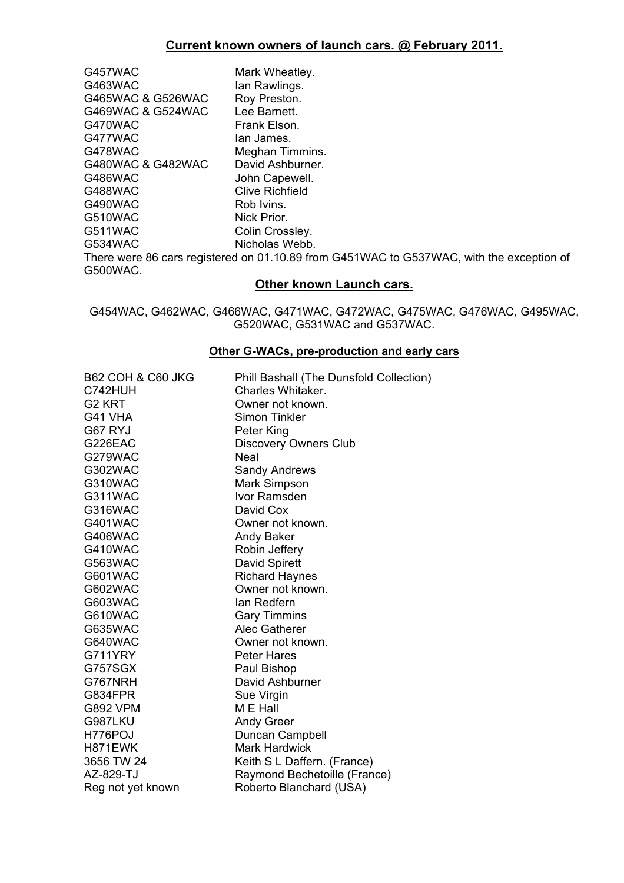## Current known owners of launch cars. @ February 2011.

| | |
|---|---|
| G457WAC | Mark Wheatley. |
| G463WAC | Ian Rawlings. |
| G465WAC & G526WAC | Roy Preston. |
| G469WAC & G524WAC | Lee Barnett. |
| G470WAC | Frank Elson. |
| G477WAC | Ian James. |
| G478WAC | Meghan Timmins. |
| G480WAC & G482WAC | David Ashburner. |
| G486WAC | John Capewell. |
| G488WAC | Clive Richfield |
| G490WAC | Rob Ivins. |
| G510WAC | Nick Prior. |
| G511WAC | Colin Crossley. |
| G534WAC | Nicholas Webb. |

There were 86 cars registered on 01.10.89 from G451WAC to G537WAC, with the exception of G500WAC.

## Other known Launch cars.

G454WAC, G462WAC, G466WAC, G471WAC, G472WAC, G475WAC, G476WAC, G495WAC, G520WAC, G531WAC and G537WAC.

## Other G-WACs, pre-production and early cars

| | |
|---|---|
| B62 COH & C60 JKG | Phill Bashall (The Dunsfold Collection) |
| C742HUH | Charles Whitaker. |
| G2 KRT | Owner not known. |
| G41 VHA | Simon Tinkler |
| G67 RYJ | Peter King |
| G226EAC | Discovery Owners Club |
| G279WAC | Neal |
| G302WAC | Sandy Andrews |
| G310WAC | Mark Simpson |
| G311WAC | Ivor Ramsden |
| G316WAC | David Cox |
| G401WAC | Owner not known. |
| G406WAC | Andy Baker |
| G410WAC | Robin Jeffery |
| G563WAC | David Spirett |
| G601WAC | Richard Haynes |
| G602WAC | Owner not known. |
| G603WAC | Ian Redfern |
| G610WAC | Gary Timmins |
| G635WAC | Alec Gatherer |
| G640WAC | Owner not known. |
| G711YRY | Peter Hares |
| G757SGX | Paul Bishop |
| G767NRH | David Ashburner |
| G834FPR | Sue Virgin |
| G892 VPM | M E Hall |
| G987LKU | Andy Greer |
| H776POJ | Duncan Campbell |
| H871EWK | Mark Hardwick |
| 3656 TW 24 | Keith S L Daffern. (France) |
| AZ-829-TJ | Raymond Bechetoille (France) |
| Reg not yet known | Roberto Blanchard (USA) |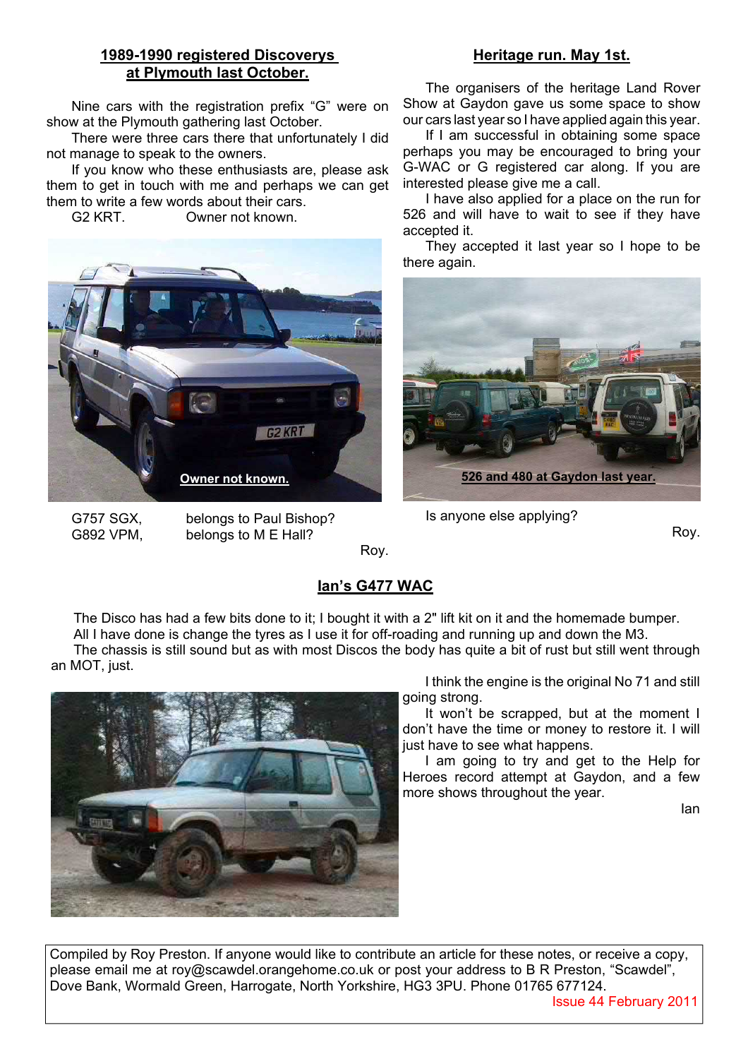## 1989-1990 registered Discoverys at Plymouth last October.

Nine cars with the registration prefix "G" were on show at the Plymouth gathering last October.

There were three cars there that unfortunately I did not manage to speak to the owners.

If you know who these enthusiasts are, please ask them to get in touch with me and perhaps we can get them to write a few words about their cars.

G2 KRT. Owner not known.

Owner not known.

G757 SGX, belongs to Paul Bishop?
G892 VPM, belongs to M E Hall?

Roy.

## Heritage run. May 1st.

The organisers of the heritage Land Rover Show at Gaydon gave us some space to show our cars last year so I have applied again this year.

If I am successful in obtaining some space perhaps you may be encouraged to bring your G-WAC or G registered car along. If you are interested please give me a call.

I have also applied for a place on the run for 526 and will have to wait to see if they have accepted it.

They accepted it last year so I hope to be there again.

526 and 480 at Gaydon last year.

Is anyone else applying?

Roy.

## Ian's G477 WAC

The Disco has had a few bits done to it; I bought it with a 2" lift kit on it and the homemade bumper.

All I have done is change the tyres as I use it for off-roading and running up and down the M3.

The chassis is still sound but as with most Discos the body has quite a bit of rust but still went through an MOT, just.

I think the engine is the original No 71 and still going strong.

It won't be scrapped, but at the moment I don't have the time or money to restore it. I will just have to see what happens.

I am going to try and get to the Help for Heroes record attempt at Gaydon, and a few more shows throughout the year.

Ian

Compiled by Roy Preston. If anyone would like to contribute an article for these notes, or receive a copy, please email me at roy@scawdel.orangehome.co.uk or post your address to B R Preston, "Scawdel", Dove Bank, Wormald Green, Harrogate, North Yorkshire, HG3 3PU. Phone 01765 677124.

Issue 44 February 2011